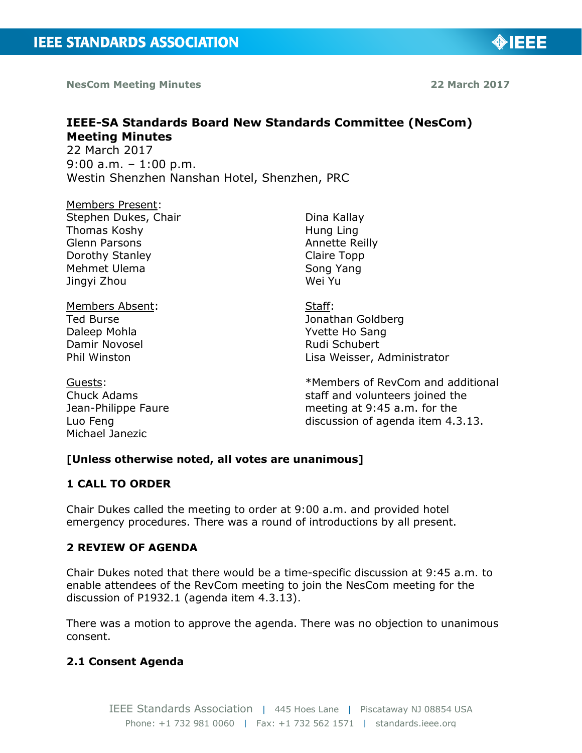**NesCom Meeting Minutes** 22 March 2017

# IEEE-SA Standards Board New Standards Committee (NesCom) Meeting Minutes

22 March 2017
9:00 a.m. – 1:00 p.m.
Westin Shenzhen Nanshan Hotel, Shenzhen, PRC

Members Present:
Stephen Dukes, Chair
Thomas Koshy
Glenn Parsons
Dorothy Stanley
Mehmet Ulema
Jingyi Zhou
Dina Kallay
Hung Ling
Annette Reilly
Claire Topp
Song Yang
Wei Yu

Members Absent:
Ted Burse
Daleep Mohla
Damir Novosel
Phil Winston

Staff:
Jonathan Goldberg
Yvette Ho Sang
Rudi Schubert
Lisa Weisser, Administrator

Guests:
Chuck Adams
Jean-Philippe Faure
Luo Feng
Michael Janezic

*Members of RevCom and additional staff and volunteers joined the meeting at 9:45 a.m. for the discussion of agenda item 4.3.13.

**[Unless otherwise noted, all votes are unanimous]**

## 1 CALL TO ORDER

Chair Dukes called the meeting to order at 9:00 a.m. and provided hotel emergency procedures. There was a round of introductions by all present.

## 2 REVIEW OF AGENDA

Chair Dukes noted that there would be a time-specific discussion at 9:45 a.m. to enable attendees of the RevCom meeting to join the NesCom meeting for the discussion of P1932.1 (agenda item 4.3.13).

There was a motion to approve the agenda. There was no objection to unanimous consent.

### 2.1 Consent Agenda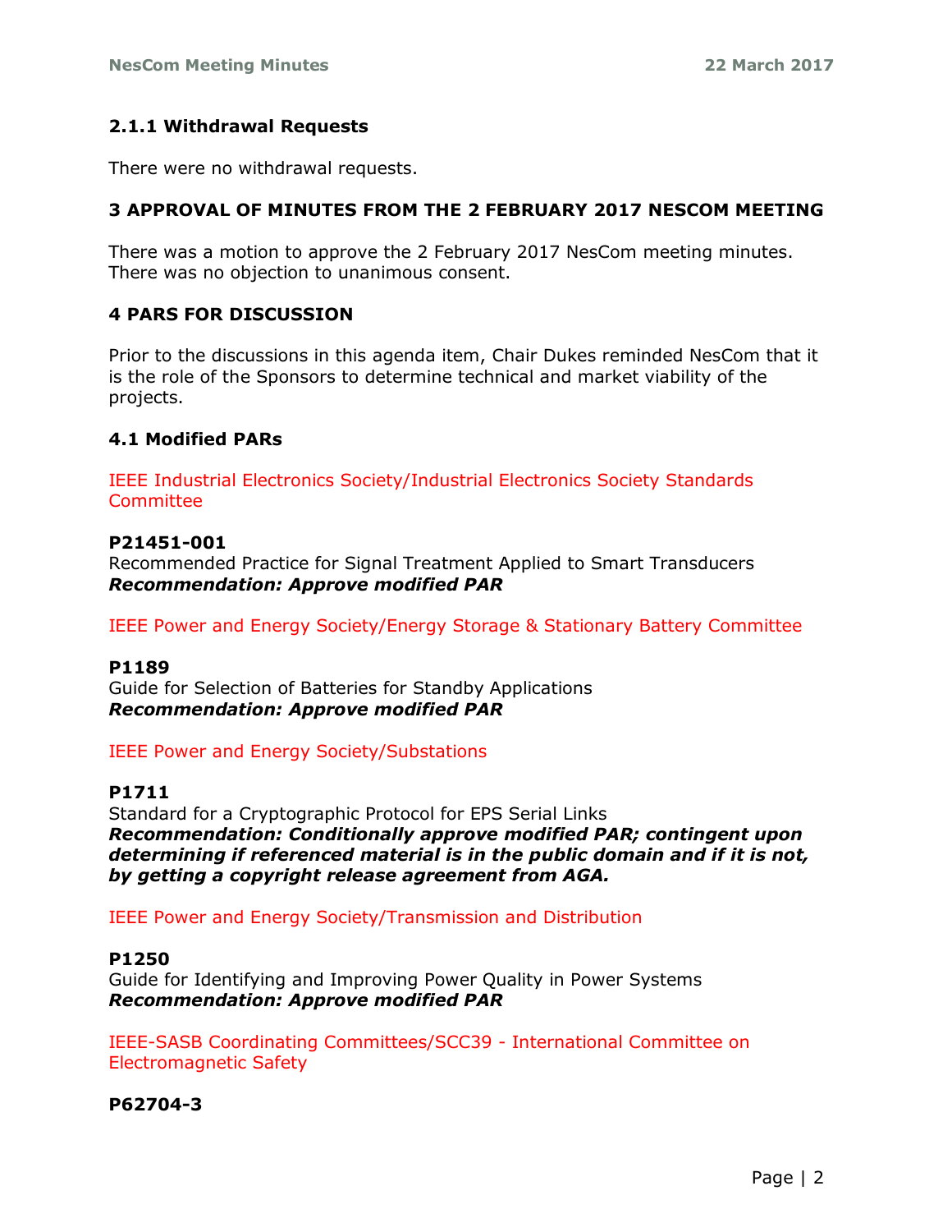### 2.1.1 Withdrawal Requests

There were no withdrawal requests.

## 3 APPROVAL OF MINUTES FROM THE 2 FEBRUARY 2017 NESCOM MEETING

There was a motion to approve the 2 February 2017 NesCom meeting minutes. There was no objection to unanimous consent.

## 4 PARS FOR DISCUSSION

Prior to the discussions in this agenda item, Chair Dukes reminded NesCom that it is the role of the Sponsors to determine technical and market viability of the projects.

### 4.1 Modified PARs

IEEE Industrial Electronics Society/Industrial Electronics Society Standards Committee

**P21451-001**
Recommended Practice for Signal Treatment Applied to Smart Transducers
***Recommendation: Approve modified PAR***

IEEE Power and Energy Society/Energy Storage & Stationary Battery Committee

**P1189**
Guide for Selection of Batteries for Standby Applications
***Recommendation: Approve modified PAR***

IEEE Power and Energy Society/Substations

**P1711**
Standard for a Cryptographic Protocol for EPS Serial Links
***Recommendation: Conditionally approve modified PAR; contingent upon determining if referenced material is in the public domain and if it is not, by getting a copyright release agreement from AGA.***

IEEE Power and Energy Society/Transmission and Distribution

**P1250**
Guide for Identifying and Improving Power Quality in Power Systems
***Recommendation: Approve modified PAR***

IEEE-SASB Coordinating Committees/SCC39 - International Committee on Electromagnetic Safety

**P62704-3**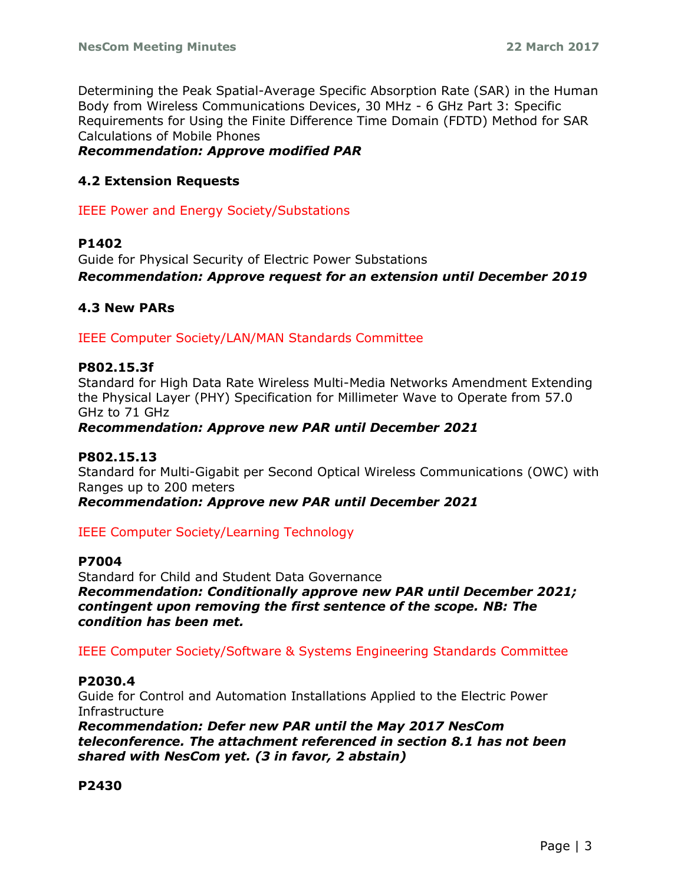Determining the Peak Spatial-Average Specific Absorption Rate (SAR) in the Human Body from Wireless Communications Devices, 30 MHz - 6 GHz Part 3: Specific Requirements for Using the Finite Difference Time Domain (FDTD) Method for SAR Calculations of Mobile Phones

***Recommendation: Approve modified PAR***

### 4.2 Extension Requests

IEEE Power and Energy Society/Substations

**P1402**

Guide for Physical Security of Electric Power Substations

***Recommendation: Approve request for an extension until December 2019***

### 4.3 New PARs

IEEE Computer Society/LAN/MAN Standards Committee

**P802.15.3f**

Standard for High Data Rate Wireless Multi-Media Networks Amendment Extending the Physical Layer (PHY) Specification for Millimeter Wave to Operate from 57.0 GHz to 71 GHz

***Recommendation: Approve new PAR until December 2021***

**P802.15.13**

Standard for Multi-Gigabit per Second Optical Wireless Communications (OWC) with Ranges up to 200 meters

***Recommendation: Approve new PAR until December 2021***

IEEE Computer Society/Learning Technology

**P7004**

Standard for Child and Student Data Governance

***Recommendation: Conditionally approve new PAR until December 2021; contingent upon removing the first sentence of the scope. NB: The condition has been met.***

IEEE Computer Society/Software & Systems Engineering Standards Committee

**P2030.4**

Guide for Control and Automation Installations Applied to the Electric Power Infrastructure

***Recommendation: Defer new PAR until the May 2017 NesCom teleconference. The attachment referenced in section 8.1 has not been shared with NesCom yet. (3 in favor, 2 abstain)***

**P2430**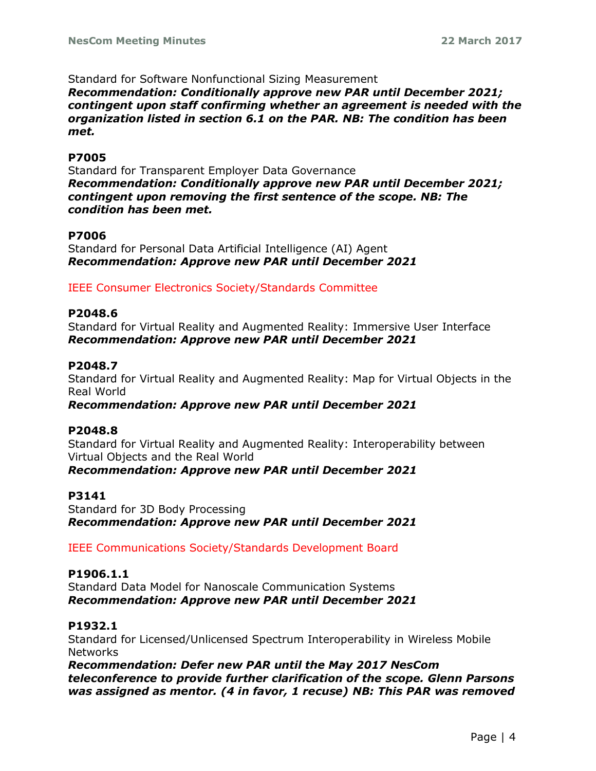Standard for Software Nonfunctional Sizing Measurement
***Recommendation: Conditionally approve new PAR until December 2021; contingent upon staff confirming whether an agreement is needed with the organization listed in section 6.1 on the PAR. NB: The condition has been met.***

**P7005**
Standard for Transparent Employer Data Governance
***Recommendation: Conditionally approve new PAR until December 2021; contingent upon removing the first sentence of the scope. NB: The condition has been met.***

**P7006**
Standard for Personal Data Artificial Intelligence (AI) Agent
***Recommendation: Approve new PAR until December 2021***

IEEE Consumer Electronics Society/Standards Committee

**P2048.6**
Standard for Virtual Reality and Augmented Reality: Immersive User Interface
***Recommendation: Approve new PAR until December 2021***

**P2048.7**
Standard for Virtual Reality and Augmented Reality: Map for Virtual Objects in the Real World
***Recommendation: Approve new PAR until December 2021***

**P2048.8**
Standard for Virtual Reality and Augmented Reality: Interoperability between Virtual Objects and the Real World
***Recommendation: Approve new PAR until December 2021***

**P3141**
Standard for 3D Body Processing
***Recommendation: Approve new PAR until December 2021***

IEEE Communications Society/Standards Development Board

**P1906.1.1**
Standard Data Model for Nanoscale Communication Systems
***Recommendation: Approve new PAR until December 2021***

**P1932.1**
Standard for Licensed/Unlicensed Spectrum Interoperability in Wireless Mobile Networks
***Recommendation: Defer new PAR until the May 2017 NesCom teleconference to provide further clarification of the scope. Glenn Parsons was assigned as mentor. (4 in favor, 1 recuse) NB: This PAR was removed***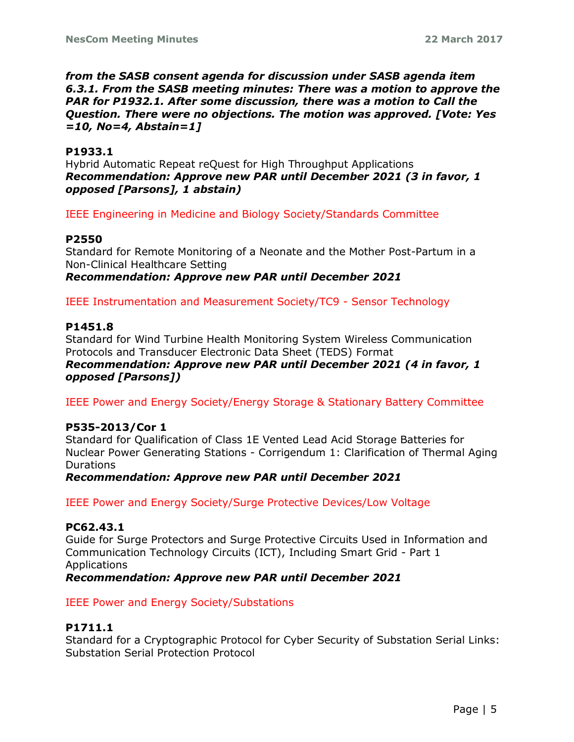***from the SASB consent agenda for discussion under SASB agenda item 6.3.1. From the SASB meeting minutes: There was a motion to approve the PAR for P1932.1. After some discussion, there was a motion to Call the Question. There were no objections. The motion was approved. [Vote: Yes =10, No=4, Abstain=1]***

**P1933.1**
Hybrid Automatic Repeat reQuest for High Throughput Applications
***Recommendation: Approve new PAR until December 2021 (3 in favor, 1 opposed [Parsons], 1 abstain)***

IEEE Engineering in Medicine and Biology Society/Standards Committee

**P2550**
Standard for Remote Monitoring of a Neonate and the Mother Post-Partum in a Non-Clinical Healthcare Setting
***Recommendation: Approve new PAR until December 2021***

IEEE Instrumentation and Measurement Society/TC9 - Sensor Technology

**P1451.8**
Standard for Wind Turbine Health Monitoring System Wireless Communication Protocols and Transducer Electronic Data Sheet (TEDS) Format
***Recommendation: Approve new PAR until December 2021 (4 in favor, 1 opposed [Parsons])***

IEEE Power and Energy Society/Energy Storage & Stationary Battery Committee

**P535-2013/Cor 1**
Standard for Qualification of Class 1E Vented Lead Acid Storage Batteries for Nuclear Power Generating Stations - Corrigendum 1: Clarification of Thermal Aging Durations
***Recommendation: Approve new PAR until December 2021***

IEEE Power and Energy Society/Surge Protective Devices/Low Voltage

**PC62.43.1**
Guide for Surge Protectors and Surge Protective Circuits Used in Information and Communication Technology Circuits (ICT), Including Smart Grid - Part 1 Applications
***Recommendation: Approve new PAR until December 2021***

IEEE Power and Energy Society/Substations

**P1711.1**
Standard for a Cryptographic Protocol for Cyber Security of Substation Serial Links: Substation Serial Protection Protocol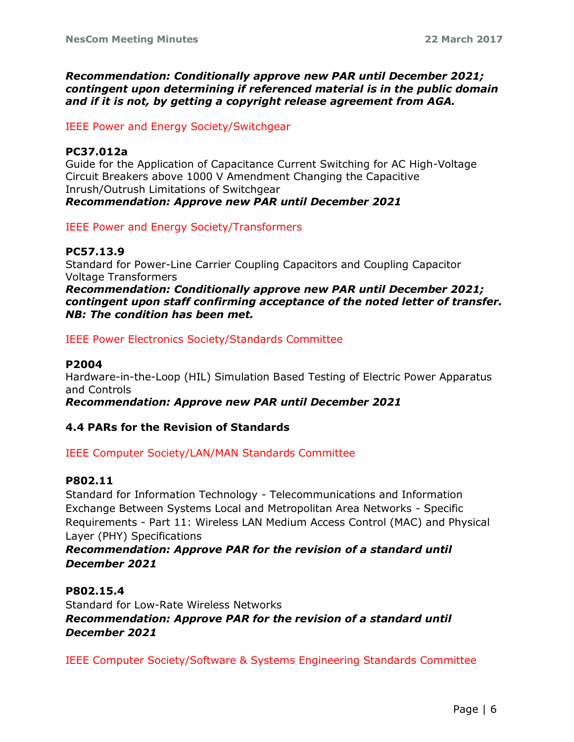***Recommendation: Conditionally approve new PAR until December 2021; contingent upon determining if referenced material is in the public domain and if it is not, by getting a copyright release agreement from AGA.***

IEEE Power and Energy Society/Switchgear

**PC37.012a**
Guide for the Application of Capacitance Current Switching for AC High-Voltage Circuit Breakers above 1000 V Amendment Changing the Capacitive Inrush/Outrush Limitations of Switchgear
***Recommendation: Approve new PAR until December 2021***

IEEE Power and Energy Society/Transformers

**PC57.13.9**
Standard for Power-Line Carrier Coupling Capacitors and Coupling Capacitor Voltage Transformers
***Recommendation: Conditionally approve new PAR until December 2021; contingent upon staff confirming acceptance of the noted letter of transfer. NB: The condition has been met.***

IEEE Power Electronics Society/Standards Committee

**P2004**
Hardware-in-the-Loop (HIL) Simulation Based Testing of Electric Power Apparatus and Controls
***Recommendation: Approve new PAR until December 2021***

### 4.4 PARs for the Revision of Standards

IEEE Computer Society/LAN/MAN Standards Committee

**P802.11**
Standard for Information Technology - Telecommunications and Information Exchange Between Systems Local and Metropolitan Area Networks - Specific Requirements - Part 11: Wireless LAN Medium Access Control (MAC) and Physical Layer (PHY) Specifications
***Recommendation: Approve PAR for the revision of a standard until December 2021***

**P802.15.4**
Standard for Low-Rate Wireless Networks
***Recommendation: Approve PAR for the revision of a standard until December 2021***

IEEE Computer Society/Software & Systems Engineering Standards Committee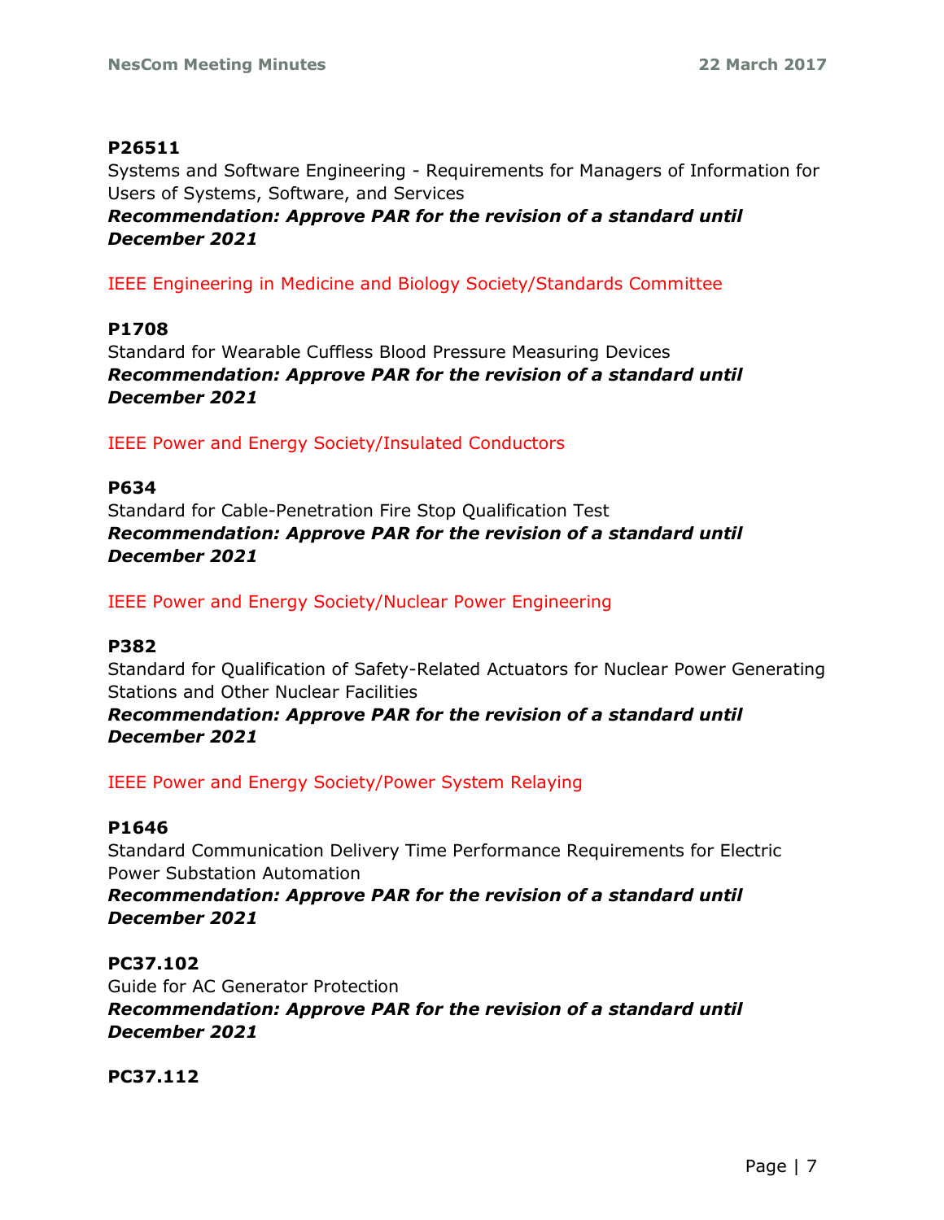**P26511**

Systems and Software Engineering - Requirements for Managers of Information for Users of Systems, Software, and Services

***Recommendation: Approve PAR for the revision of a standard until December 2021***

IEEE Engineering in Medicine and Biology Society/Standards Committee

**P1708**

Standard for Wearable Cuffless Blood Pressure Measuring Devices

***Recommendation: Approve PAR for the revision of a standard until December 2021***

IEEE Power and Energy Society/Insulated Conductors

**P634**

Standard for Cable-Penetration Fire Stop Qualification Test

***Recommendation: Approve PAR for the revision of a standard until December 2021***

IEEE Power and Energy Society/Nuclear Power Engineering

**P382**

Standard for Qualification of Safety-Related Actuators for Nuclear Power Generating Stations and Other Nuclear Facilities

***Recommendation: Approve PAR for the revision of a standard until December 2021***

IEEE Power and Energy Society/Power System Relaying

**P1646**

Standard Communication Delivery Time Performance Requirements for Electric Power Substation Automation

***Recommendation: Approve PAR for the revision of a standard until December 2021***

**PC37.102**

Guide for AC Generator Protection

***Recommendation: Approve PAR for the revision of a standard until December 2021***

**PC37.112**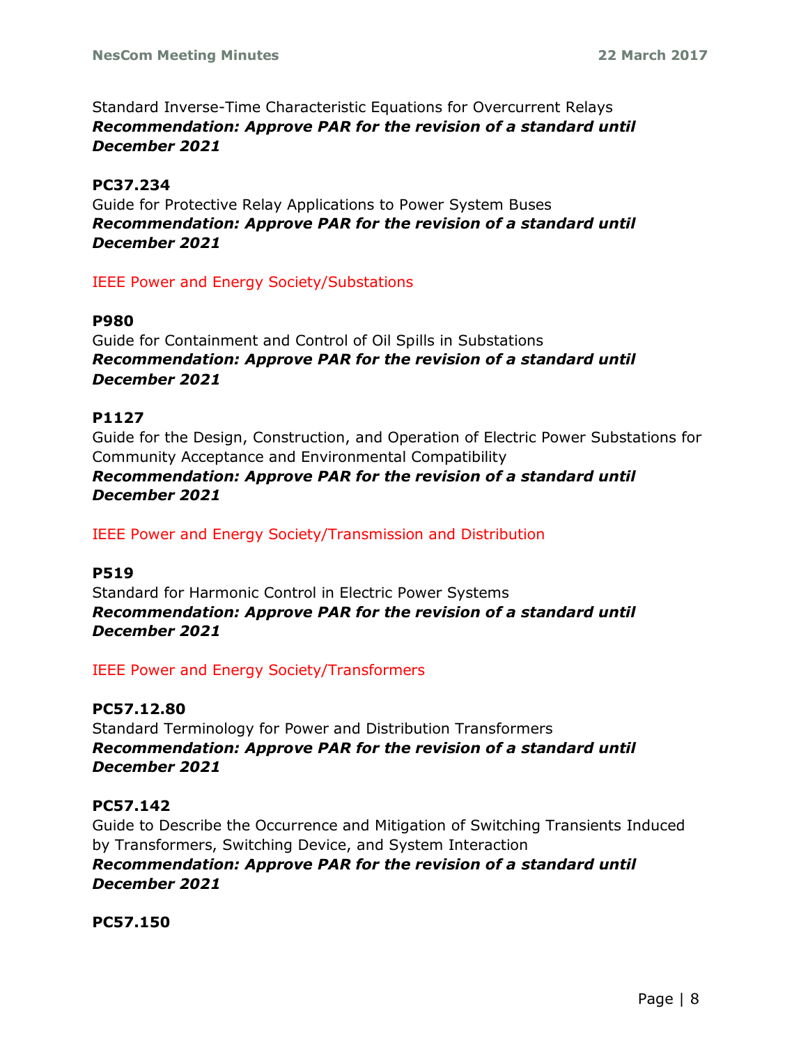Standard Inverse-Time Characteristic Equations for Overcurrent Relays
***Recommendation: Approve PAR for the revision of a standard until December 2021***

**PC37.234**
Guide for Protective Relay Applications to Power System Buses
***Recommendation: Approve PAR for the revision of a standard until December 2021***

IEEE Power and Energy Society/Substations

**P980**
Guide for Containment and Control of Oil Spills in Substations
***Recommendation: Approve PAR for the revision of a standard until December 2021***

**P1127**
Guide for the Design, Construction, and Operation of Electric Power Substations for Community Acceptance and Environmental Compatibility
***Recommendation: Approve PAR for the revision of a standard until December 2021***

IEEE Power and Energy Society/Transmission and Distribution

**P519**
Standard for Harmonic Control in Electric Power Systems
***Recommendation: Approve PAR for the revision of a standard until December 2021***

IEEE Power and Energy Society/Transformers

**PC57.12.80**
Standard Terminology for Power and Distribution Transformers
***Recommendation: Approve PAR for the revision of a standard until December 2021***

**PC57.142**
Guide to Describe the Occurrence and Mitigation of Switching Transients Induced by Transformers, Switching Device, and System Interaction
***Recommendation: Approve PAR for the revision of a standard until December 2021***

**PC57.150**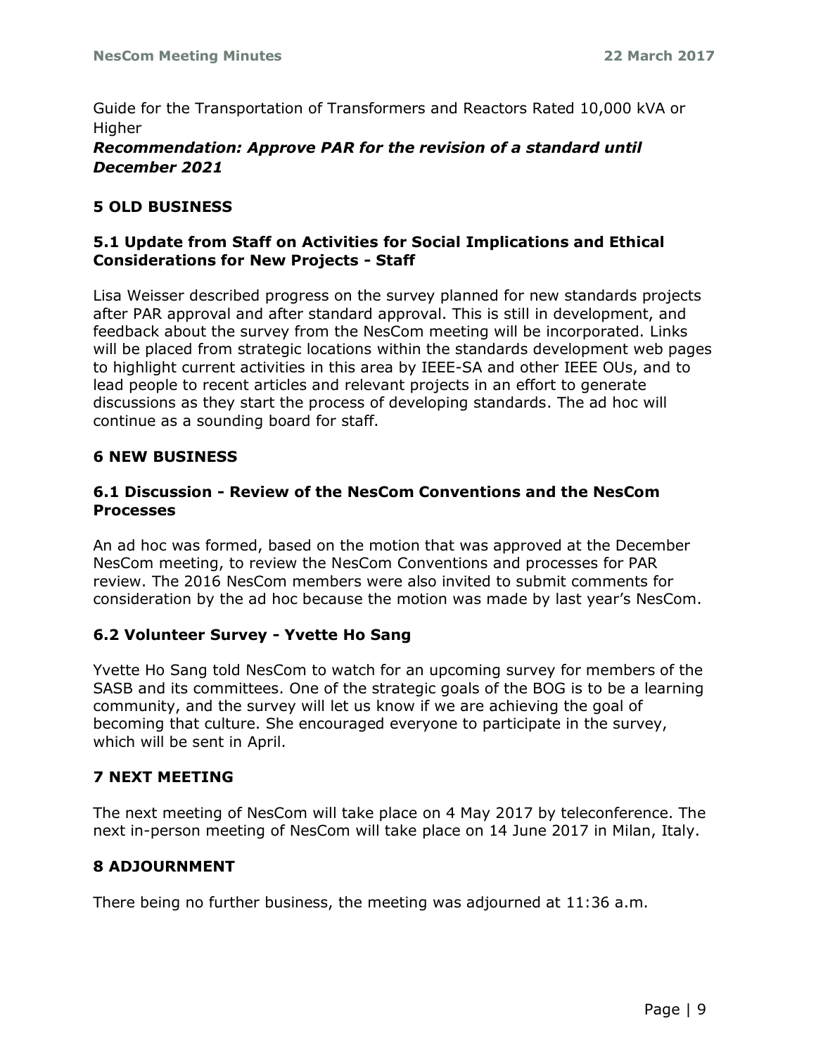Guide for the Transportation of Transformers and Reactors Rated 10,000 kVA or Higher

***Recommendation: Approve PAR for the revision of a standard until December 2021***

## 5 OLD BUSINESS

### 5.1 Update from Staff on Activities for Social Implications and Ethical Considerations for New Projects - Staff

Lisa Weisser described progress on the survey planned for new standards projects after PAR approval and after standard approval. This is still in development, and feedback about the survey from the NesCom meeting will be incorporated. Links will be placed from strategic locations within the standards development web pages to highlight current activities in this area by IEEE-SA and other IEEE OUs, and to lead people to recent articles and relevant projects in an effort to generate discussions as they start the process of developing standards. The ad hoc will continue as a sounding board for staff.

## 6 NEW BUSINESS

### 6.1 Discussion - Review of the NesCom Conventions and the NesCom Processes

An ad hoc was formed, based on the motion that was approved at the December NesCom meeting, to review the NesCom Conventions and processes for PAR review. The 2016 NesCom members were also invited to submit comments for consideration by the ad hoc because the motion was made by last year's NesCom.

### 6.2 Volunteer Survey - Yvette Ho Sang

Yvette Ho Sang told NesCom to watch for an upcoming survey for members of the SASB and its committees. One of the strategic goals of the BOG is to be a learning community, and the survey will let us know if we are achieving the goal of becoming that culture. She encouraged everyone to participate in the survey, which will be sent in April.

## 7 NEXT MEETING

The next meeting of NesCom will take place on 4 May 2017 by teleconference. The next in-person meeting of NesCom will take place on 14 June 2017 in Milan, Italy.

## 8 ADJOURNMENT

There being no further business, the meeting was adjourned at 11:36 a.m.